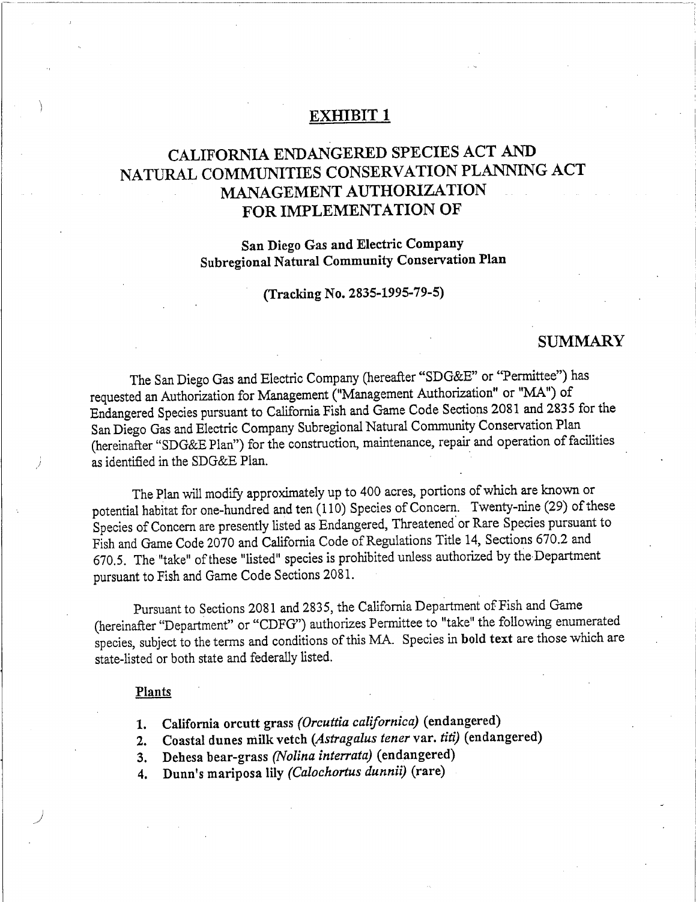# EXHIBIT 1

## CALIFORNIA ENDANGERED SPECIES ACT AND NATURAL COMMUNITIES CONSERVATION PLANNING ACT MANAGEMENT AUTHORIZATION FOR IMPLEMENTATION OF

### San Diego Gas and Electric Company Subregional Natural Community Conservation Plan

**(Tracking No. 2835-1995-79-5)**

## SUMMARY

The San Diego Gas and Electric Company (hereafter "SDG&E" or "Permittee") has requested an Authorization for Management ("Management Authorization" or "MA") of Endangered Species pursuant to California Fish and Game Code Sections 2081 and 2835 for the San Diego Gas and Electric Company Subregional Natural Community Conservation Plan (hereinafter "SDG&E Plan") for the construction, maintenance, repair and operation of facilities as identified in the SDG&E Plan.

The Plan will modify approximately up to 400 acres, portions of which are known or potential habitat for one-hundred and ten (110) Species of Concern. Twenty-nine (29) of these Species of Concern are presently listed as Endangered, Threatened or Rare Species pursuant to Fish and Game Code 2070 and California Code of Regulations Title 14, Sections 670.2 and 670.5. The "take" of these "listed" species is prohibited unless authorized by the Department pursuant to Fish and Game Code Sections 2081.

Pursuant to Sections 2081 and 2835, the California Department of Fish and Game (hereinafter "Department" or "CDFG") authorizes Permittee to "take" the following enumerated species, subject to the terms and conditions of this MA. Species in **bold text** are those which are state-listed or both state and federally listed.

### Plants

1. **California orcutt grass *(Orcuttia californica)* (endangered)**
2. **Coastal dunes milk vetch (*Astragalus tener* var. *titi*) (endangered)**
3. **Dehesa bear-grass *(Nolina interrata)* (endangered)**
4. **Dunn's mariposa lily *(Calochortus dunnii)* (rare)**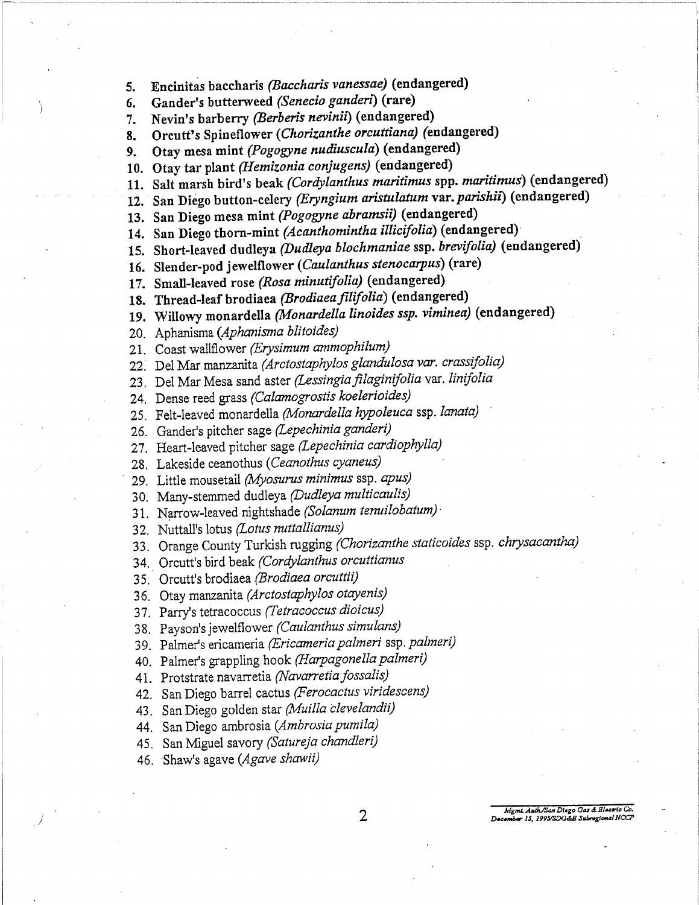5. **Encinitas baccharis *(Baccharis vanessae)* (endangered)**
6. **Gander's butterweed *(Senecio ganderi)* (rare)**
7. **Nevin's barberry *(Berberis nevinii)* (endangered)**
8. **Orcutt's Spineflower (*Chorizanthe orcuttiana)* (endangered)**
9. **Otay mesa mint *(Pogogyne nudiuscula)* (endangered)**
10. **Otay tar plant *(Hemizonia conjugens)* (endangered)**
11. **Salt marsh bird's beak *(Cordylanthus maritimus* spp. *maritimus*) (endangered)**
12. **San Diego button-celery *(Eryngium aristulatum* var. *parishii*) (endangered)**
13. **San Diego mesa mint *(Pogogyne abramsii)* (endangered)**
14. **San Diego thorn-mint *(Acanthomintha illicifolia)* (endangered)**
15. **Short-leaved dudleya *(Dudleya blochmaniae* ssp. *brevifolia)* (endangered)**
16. **Slender-pod jewelflower (*Caulanthus stenocarpus*) (rare)**
17. **Small-leaved rose *(Rosa minutifolia)* (endangered)**
18. **Thread-leaf brodiaea *(Brodiaea filifolia)* (endangered)**
19. **Willowy monardella *(Monardella linoides ssp. viminea)* (endangered)**
20. Aphanisma *(Aphanisma blitoides)*
21. Coast wallflower *(Erysimum ammophilum)*
22. Del Mar manzanita *(Arctostaphylos glandulosa var. crassifolia)*
23. Del Mar Mesa sand aster *(Lessingia filaginifolia* var. *linifolia*
24. Dense reed grass *(Calamogrostis koelerioides)*
25. Felt-leaved monardella *(Monardella hypoleuca* ssp. *lanata)*
26. Gander's pitcher sage *(Lepechinia ganderi)*
27. Heart-leaved pitcher sage *(Lepechinia cardiophylla)*
28. Lakeside ceanothus (*Ceanothus cyaneus)*
29. Little mousetail *(Myosurus minimus* ssp. *apus)*
30. Many-stemmed dudleya *(Dudleya multicaulis)*
31. Narrow-leaved nightshade *(Solanum tenuilobatum)*
32. Nuttall's lotus *(Lotus nuttallianus)*
33. Orange County Turkish rugging *(Chorizanthe staticoides* ssp. *chrysacantha)*
34. Orcutt's bird beak *(Cordylanthus orcuttianus*
35. Orcutt's brodiaea *(Brodiaea orcuttii)*
36. Otay manzanita *(Arctostaphylos otayenis)*
37. Parry's tetracoccus *(Tetracoccus dioicus)*
38. Payson's jewelflower *(Caulanthus simulans)*
39. Palmer's ericameria *(Ericameria palmeri* ssp. *palmeri)*
40. Palmer's grappling hook *(Harpagonella palmeri)*
41. Protstrate navarretia *(Navarretia fossalis)*
42. San Diego barrel cactus *(Ferocactus viridescens)*
43. San Diego golden star *(Muilla clevelandii)*
44. San Diego ambrosia *(Ambrosia pumila)*
45. San Miguel savory *(Satureja chandleri)*
46. Shaw's agave (*Agave shawii)*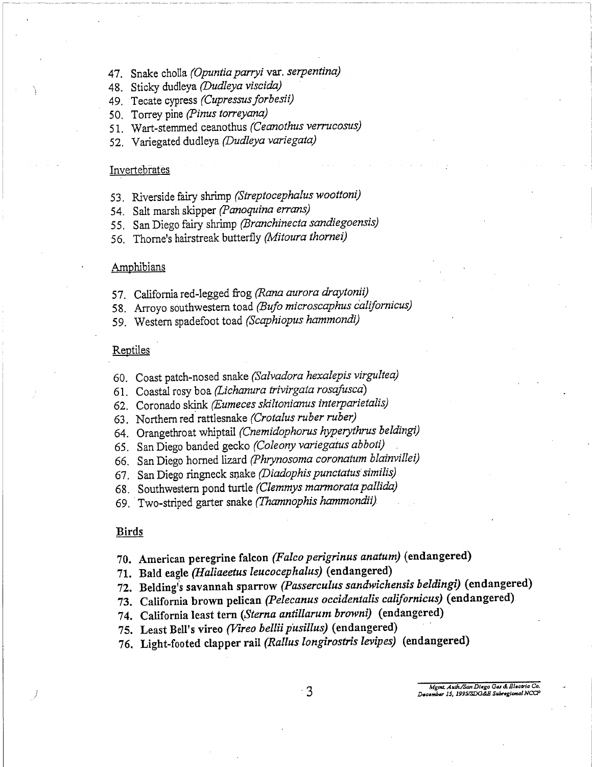47. Snake cholla *(Opuntia parryi* var. *serpentina)*
48. Sticky dudleya *(Dudleya viscida)*
49. Tecate cypress *(Cupressus forbesii)*
50. Torrey pine *(Pinus torreyana)*
51. Wart-stemmed ceanothus *(Ceanothus verrucosus)*
52. Variegated dudleya *(Dudleya variegata)*

Invertebrates

53. Riverside fairy shrimp *(Streptocephalus woottoni)*
54. Salt marsh skipper *(Panoquina errans)*
55. San Diego fairy shrimp *(Branchinecta sandiegoensis)*
56. Thorne's hairstreak butterfly *(Mitoura thornei)*

Amphibians

57. California red-legged frog *(Rana aurora draytonii)*
58. Arroyo southwestern toad *(Bufo microscaphus californicus)*
59. Western spadefoot toad *(Scaphiopus hammondi)*

Reptiles

60. Coast patch-nosed snake *(Salvadora hexalepis virgultea)*
61. Coastal rosy boa *(Lichanura trivirgata rosafusca)*
62. Coronado skink *(Eumeces skiltonianus interparietalis)*
63. Northern red rattlesnake *(Crotalus ruber ruber)*
64. Orangethroat whiptail *(Cnemidophorus hyperythrus beldingi)*
65. San Diego banded gecko *(Coleony variegatus abboti)*
66. San Diego horned lizard *(Phrynosoma coronatum blainvillei)*
67. San Diego ringneck snake *(Diadophis punctatus similis)*
68. Southwestern pond turtle *(Clemmys marmorata pallida)*
69. Two-striped garter snake *(Thamnophis hammondii)*

**Birds**

70. **American peregrine falcon *(Falco perigrinus anatum)* (endangered)**
71. **Bald eagle *(Haliaeetus leucocephalus)* (endangered)**
72. **Belding's savannah sparrow *(Passerculus sandwichensis beldingi)* (endangered)**
73. **California brown pelican *(Pelecanus occidentalis californicus)* (endangered)**
74. **California least tern *(Sterna antillarum browni)* (endangered)**
75. **Least Bell's vireo *(Vireo bellii pusillus)* (endangered)**
76. **Light-footed clapper rail *(Rallus longirostris levipes)* (endangered)**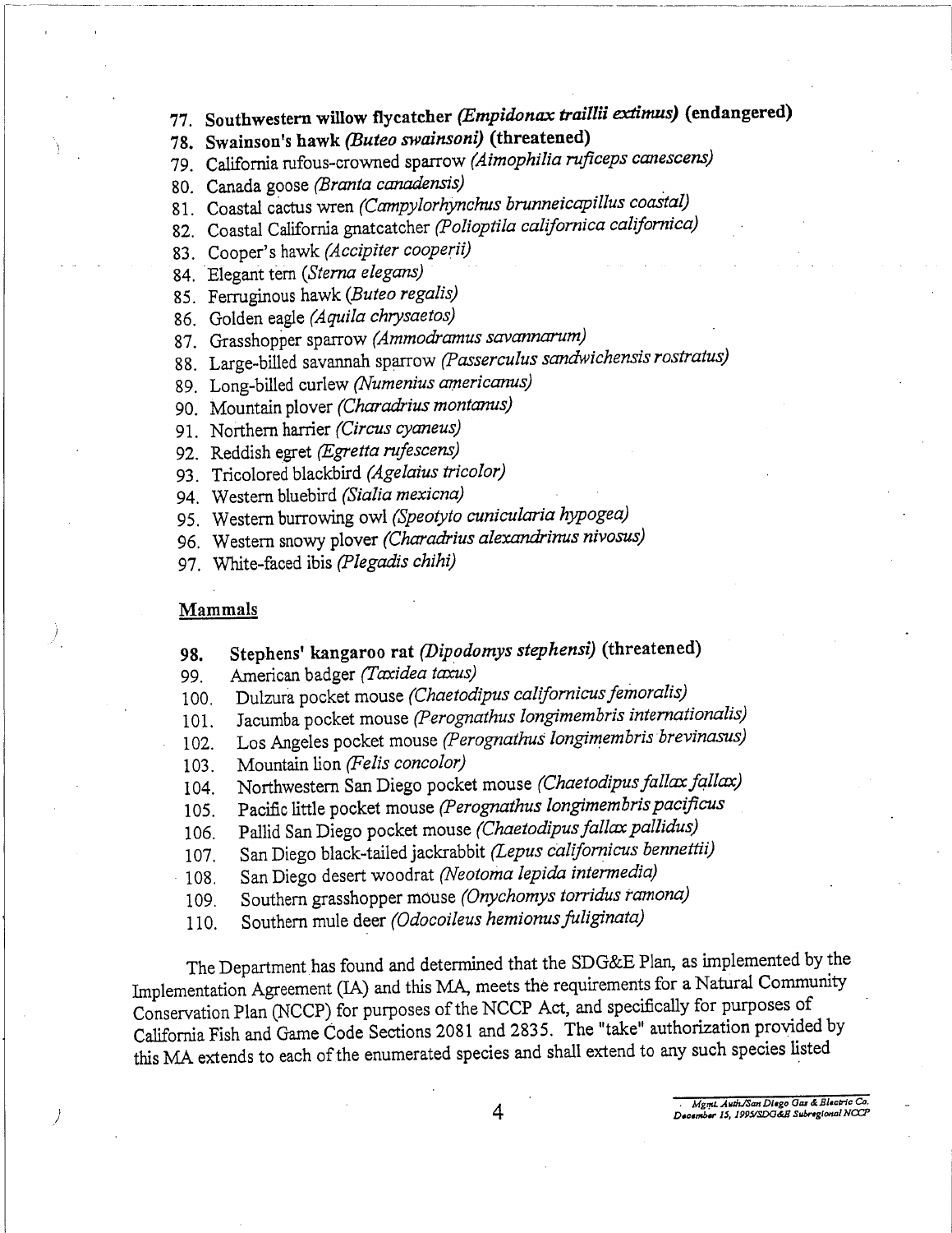77. **Southwestern willow flycatcher *(Empidonax traillii extimus)* (endangered)**
78. **Swainson's hawk *(Buteo swainsoni)* (threatened)**
79. California rufous-crowned sparrow *(Aimophilia ruficeps canescens)*
80. Canada goose *(Branta canadensis)*
81. Coastal cactus wren *(Campylorhynchus brunneicapillus coastal)*
82. Coastal California gnatcatcher *(Polioptila californica californica)*
83. Cooper's hawk *(Accipiter cooperii)*
84. Elegant tern *(Sterna elegans)*
85. Ferruginous hawk *(Buteo regalis)*
86. Golden eagle *(Aquila chrysaetos)*
87. Grasshopper sparrow *(Ammodramus savannarum)*
88. Large-billed savannah sparrow *(Passerculus sandwichensis rostratus)*
89. Long-billed curlew *(Numenius americanus)*
90. Mountain plover *(Charadrius montanus)*
91. Northern harrier *(Circus cyaneus)*
92. Reddish egret *(Egretta rufescens)*
93. Tricolored blackbird *(Agelaius tricolor)*
94. Western bluebird *(Sialia mexicna)*
95. Western burrowing owl *(Speotyto cunicularia hypogea)*
96. Western snowy plover *(Charadrius alexandrinus nivosus)*
97. White-faced ibis *(Plegadis chihi)*

## Mammals

98. **Stephens' kangaroo rat *(Dipodomys stephensi)* (threatened)**
99. American badger *(Taxidea taxus)*
100. Dulzura pocket mouse *(Chaetodipus californicus femoralis)*
101. Jacumba pocket mouse *(Perognathus longimembris internationalis)*
102. Los Angeles pocket mouse *(Perognathus longimembris brevinasus)*
103. Mountain lion *(Felis concolor)*
104. Northwestern San Diego pocket mouse *(Chaetodipus fallax fallax)*
105. Pacific little pocket mouse *(Perognathus longimembris pacificus*
106. Pallid San Diego pocket mouse *(Chaetodipus fallax pallidus)*
107. San Diego black-tailed jackrabbit *(Lepus californicus bennettii)*
108. San Diego desert woodrat *(Neotoma lepida intermedia)*
109. Southern grasshopper mouse *(Onychomys torridus ramona)*
110. Southern mule deer *(Odocoileus hemionus fuliginata)*

The Department has found and determined that the SDG&E Plan, as implemented by the Implementation Agreement (IA) and this MA, meets the requirements for a Natural Community Conservation Plan (NCCP) for purposes of the NCCP Act, and specifically for purposes of California Fish and Game Code Sections 2081 and 2835. The "take" authorization provided by this MA extends to each of the enumerated species and shall extend to any such species listed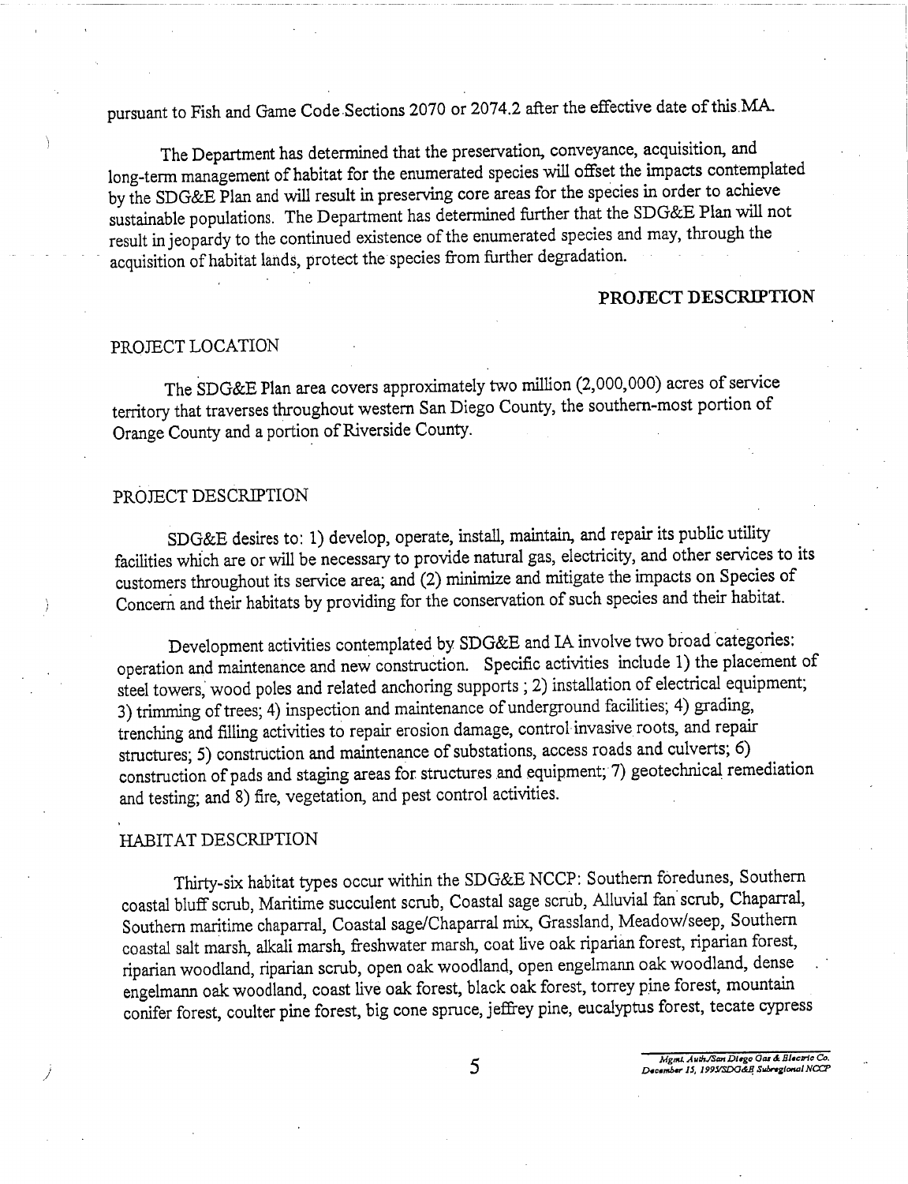pursuant to Fish and Game Code Sections 2070 or 2074.2 after the effective date of this MA.

The Department has determined that the preservation, conveyance, acquisition, and long-term management of habitat for the enumerated species will offset the impacts contemplated by the SDG&E Plan and will result in preserving core areas for the species in order to achieve sustainable populations. The Department has determined further that the SDG&E Plan will not result in jeopardy to the continued existence of the enumerated species and may, through the acquisition of habitat lands, protect the species from further degradation.

## PROJECT DESCRIPTION

### PROJECT LOCATION

The SDG&E Plan area covers approximately two million (2,000,000) acres of service territory that traverses throughout western San Diego County, the southern-most portion of Orange County and a portion of Riverside County.

### PROJECT DESCRIPTION

SDG&E desires to: 1) develop, operate, install, maintain, and repair its public utility facilities which are or will be necessary to provide natural gas, electricity, and other services to its customers throughout its service area; and (2) minimize and mitigate the impacts on Species of Concern and their habitats by providing for the conservation of such species and their habitat.

Development activities contemplated by SDG&E and IA involve two broad categories: operation and maintenance and new construction. Specific activities include 1) the placement of steel towers, wood poles and related anchoring supports ; 2) installation of electrical equipment; 3) trimming of trees; 4) inspection and maintenance of underground facilities; 4) grading, trenching and filling activities to repair erosion damage, control invasive roots, and repair structures; 5) construction and maintenance of substations, access roads and culverts; 6) construction of pads and staging areas for structures and equipment; 7) geotechnical remediation and testing; and 8) fire, vegetation, and pest control activities.

### HABITAT DESCRIPTION

Thirty-six habitat types occur within the SDG&E NCCP: Southern foredunes, Southern coastal bluff scrub, Maritime succulent scrub, Coastal sage scrub, Alluvial fan scrub, Chaparral, Southern maritime chaparral, Coastal sage/Chaparral mix, Grassland, Meadow/seep, Southern coastal salt marsh, alkali marsh, freshwater marsh, coat live oak riparian forest, riparian forest, riparian woodland, riparian scrub, open oak woodland, open engelmann oak woodland, dense engelmann oak woodland, coast live oak forest, black oak forest, torrey pine forest, mountain conifer forest, coulter pine forest, big cone spruce, jeffrey pine, eucalyptus forest, tecate cypress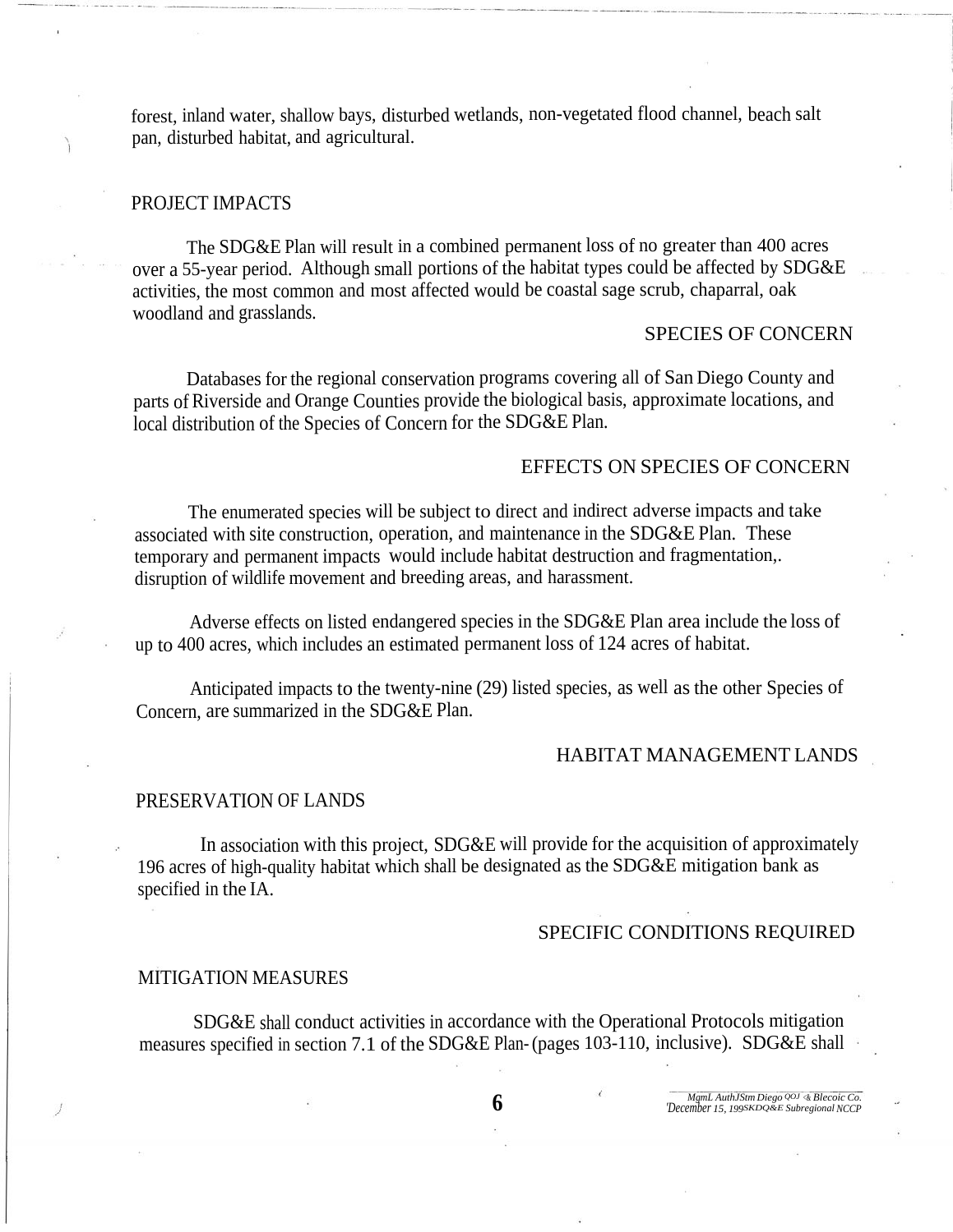forest, inland water, shallow bays, disturbed wetlands, non-vegetated flood channel, beach salt pan, disturbed habitat, and agricultural.

## PROJECT IMPACTS

The SDG&E Plan will result in a combined permanent loss of no greater than 400 acres over a 55-year period. Although small portions of the habitat types could be affected by SDG&E activities, the most common and most affected would be coastal sage scrub, chaparral, oak woodland and grasslands.

## SPECIES OF CONCERN

Databases for the regional conservation programs covering all of San Diego County and parts of Riverside and Orange Counties provide the biological basis, approximate locations, and local distribution of the Species of Concern for the SDG&E Plan.

## EFFECTS ON SPECIES OF CONCERN

The enumerated species will be subject to direct and indirect adverse impacts and take associated with site construction, operation, and maintenance in the SDG&E Plan. These temporary and permanent impacts would include habitat destruction and fragmentation,. disruption of wildlife movement and breeding areas, and harassment.

Adverse effects on listed endangered species in the SDG&E Plan area include the loss of up to 400 acres, which includes an estimated permanent loss of 124 acres of habitat.

Anticipated impacts to the twenty-nine (29) listed species, as well as the other Species of Concern, are summarized in the SDG&E Plan.

## HABITAT MANAGEMENT LANDS

## PRESERVATION OF LANDS

In association with this project, SDG&E will provide for the acquisition of approximately 196 acres of high-quality habitat which shall be designated as the SDG&E mitigation bank as specified in the IA.

## SPECIFIC CONDITIONS REQUIRED

## MITIGATION MEASURES

SDG&E shall conduct activities in accordance with the Operational Protocols mitigation measures specified in section 7.1 of the SDG&E Plan- (pages 103-110, inclusive). SDG&E shall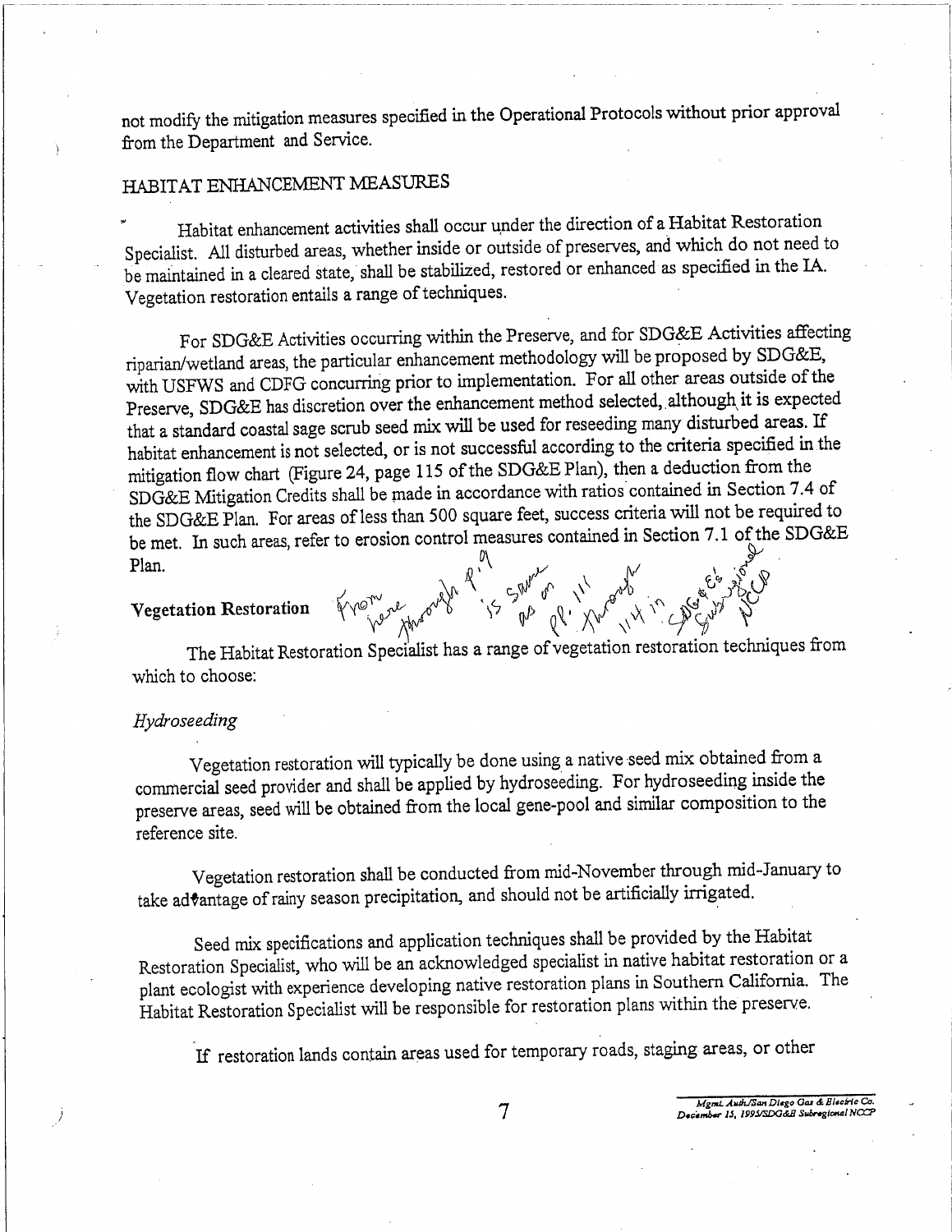not modify the mitigation measures specified in the Operational Protocols without prior approval from the Department and Service.

## HABITAT ENHANCEMENT MEASURES

Habitat enhancement activities shall occur under the direction of a Habitat Restoration Specialist. All disturbed areas, whether inside or outside of preserves, and which do not need to be maintained in a cleared state, shall be stabilized, restored or enhanced as specified in the IA. Vegetation restoration entails a range of techniques.

For SDG&E Activities occurring within the Preserve, and for SDG&E Activities affecting riparian/wetland areas, the particular enhancement methodology will be proposed by SDG&E, with USFWS and CDFG concurring prior to implementation. For all other areas outside of the Preserve, SDG&E has discretion over the enhancement method selected, although it is expected that a standard coastal sage scrub seed mix will be used for reseeding many disturbed areas. If habitat enhancement is not selected, or is not successful according to the criteria specified in the mitigation flow chart (Figure 24, page 115 of the SDG&E Plan), then a deduction from the SDG&E Mitigation Credits shall be made in accordance with ratios contained in Section 7.4 of the SDG&E Plan. For areas of less than 500 square feet, success criteria will not be required to be met. In such areas, refer to erosion control measures contained in Section 7.1 of the SDG&E Plan.

### Vegetation Restoration

From here through p. 9 is same as pp. 111 through 114 in SDG&E's Subregional NCCP

The Habitat Restoration Specialist has a range of vegetation restoration techniques from which to choose:

*Hydroseeding*

Vegetation restoration will typically be done using a native seed mix obtained from a commercial seed provider and shall be applied by hydroseeding. For hydroseeding inside the preserve areas, seed will be obtained from the local gene-pool and similar composition to the reference site.

Vegetation restoration shall be conducted from mid-November through mid-January to take advantage of rainy season precipitation, and should not be artificially irrigated.

Seed mix specifications and application techniques shall be provided by the Habitat Restoration Specialist, who will be an acknowledged specialist in native habitat restoration or a plant ecologist with experience developing native restoration plans in Southern California. The Habitat Restoration Specialist will be responsible for restoration plans within the preserve.

If restoration lands contain areas used for temporary roads, staging areas, or other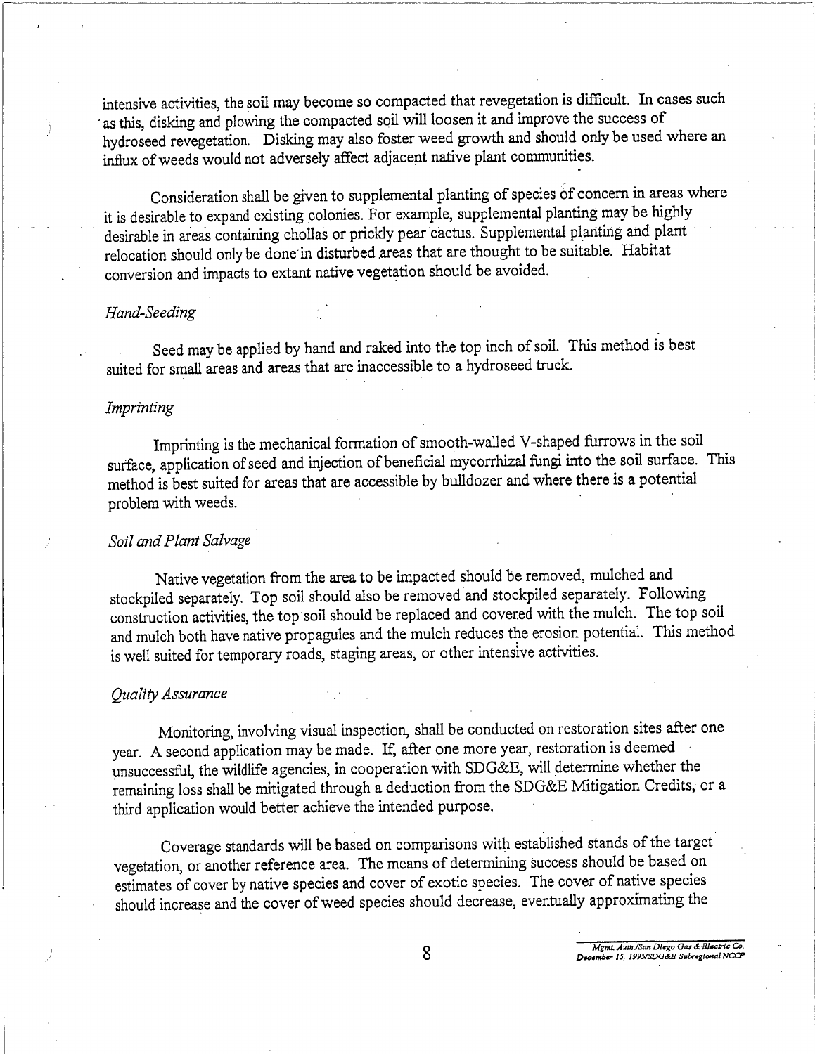intensive activities, the soil may become so compacted that revegetation is difficult. In cases such as this, disking and plowing the compacted soil will loosen it and improve the success of hydroseed revegetation. Disking may also foster weed growth and should only be used where an influx of weeds would not adversely affect adjacent native plant communities.

Consideration shall be given to supplemental planting of species of concern in areas where it is desirable to expand existing colonies. For example, supplemental planting may be highly desirable in areas containing chollas or prickly pear cactus. Supplemental planting and plant relocation should only be done in disturbed areas that are thought to be suitable. Habitat conversion and impacts to extant native vegetation should be avoided.

*Hand-Seeding*

Seed may be applied by hand and raked into the top inch of soil. This method is best suited for small areas and areas that are inaccessible to a hydroseed truck.

*Imprinting*

Imprinting is the mechanical formation of smooth-walled V-shaped furrows in the soil surface, application of seed and injection of beneficial mycorrhizal fungi into the soil surface. This method is best suited for areas that are accessible by bulldozer and where there is a potential problem with weeds.

*Soil and Plant Salvage*

Native vegetation from the area to be impacted should be removed, mulched and stockpiled separately. Top soil should also be removed and stockpiled separately. Following construction activities, the top soil should be replaced and covered with the mulch. The top soil and mulch both have native propagules and the mulch reduces the erosion potential. This method is well suited for temporary roads, staging areas, or other intensive activities.

*Quality Assurance*

Monitoring, involving visual inspection, shall be conducted on restoration sites after one year. A second application may be made. If, after one more year, restoration is deemed unsuccessful, the wildlife agencies, in cooperation with SDG&E, will determine whether the remaining loss shall be mitigated through a deduction from the SDG&E Mitigation Credits, or a third application would better achieve the intended purpose.

Coverage standards will be based on comparisons with established stands of the target vegetation, or another reference area. The means of determining success should be based on estimates of cover by native species and cover of exotic species. The cover of native species should increase and the cover of weed species should decrease, eventually approximating the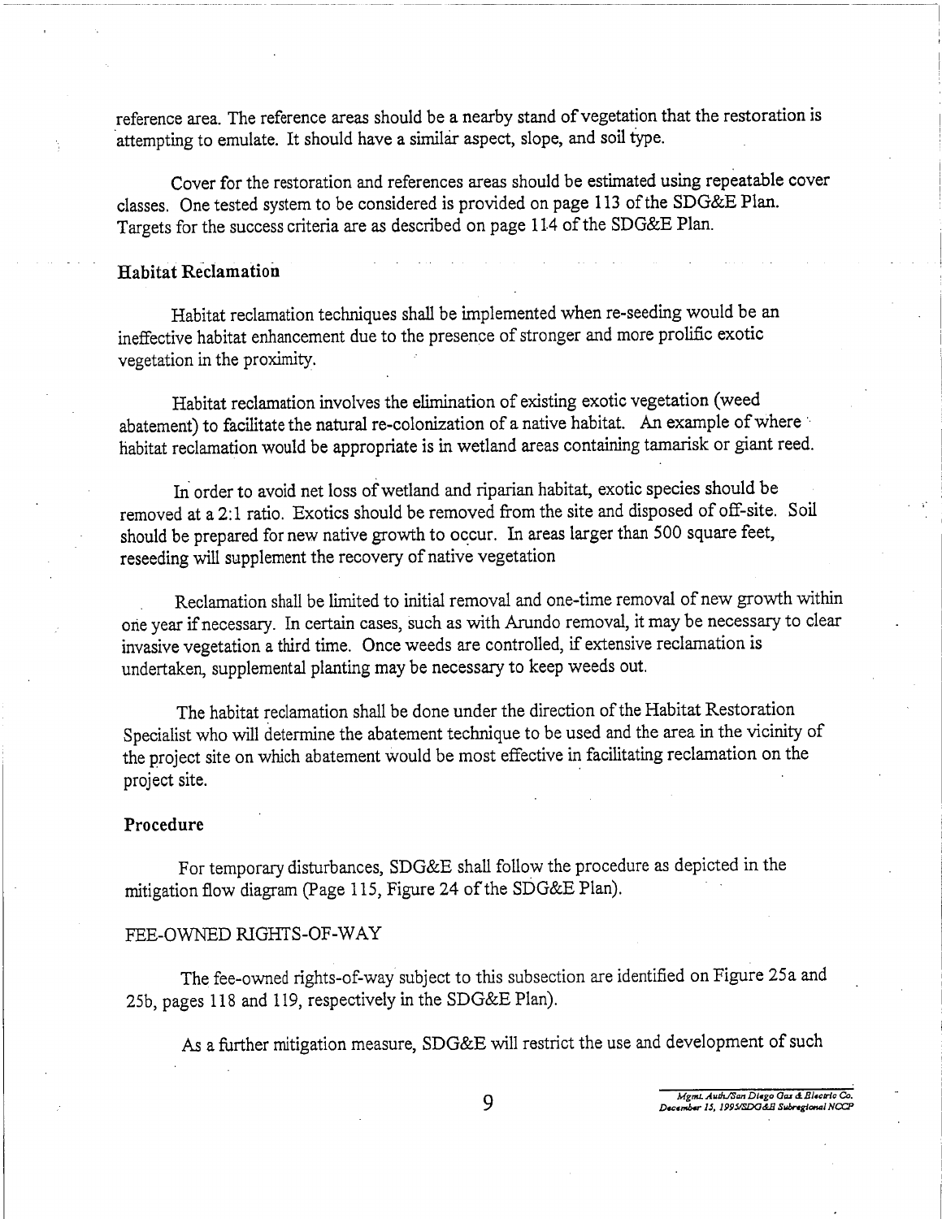reference area. The reference areas should be a nearby stand of vegetation that the restoration is attempting to emulate. It should have a similar aspect, slope, and soil type.

Cover for the restoration and references areas should be estimated using repeatable cover classes. One tested system to be considered is provided on page 113 of the SDG&E Plan. Targets for the success criteria are as described on page 114 of the SDG&E Plan.

### Habitat Reclamation

Habitat reclamation techniques shall be implemented when re-seeding would be an ineffective habitat enhancement due to the presence of stronger and more prolific exotic vegetation in the proximity.

Habitat reclamation involves the elimination of existing exotic vegetation (weed abatement) to facilitate the natural re-colonization of a native habitat. An example of where habitat reclamation would be appropriate is in wetland areas containing tamarisk or giant reed.

In order to avoid net loss of wetland and riparian habitat, exotic species should be removed at a 2:1 ratio. Exotics should be removed from the site and disposed of off-site. Soil should be prepared for new native growth to occur. In areas larger than 500 square feet, reseeding will supplement the recovery of native vegetation

Reclamation shall be limited to initial removal and one-time removal of new growth within one year if necessary. In certain cases, such as with Arundo removal, it may be necessary to clear invasive vegetation a third time. Once weeds are controlled, if extensive reclamation is undertaken, supplemental planting may be necessary to keep weeds out.

The habitat reclamation shall be done under the direction of the Habitat Restoration Specialist who will determine the abatement technique to be used and the area in the vicinity of the project site on which abatement would be most effective in facilitating reclamation on the project site.

### Procedure

For temporary disturbances, SDG&E shall follow the procedure as depicted in the mitigation flow diagram (Page 115, Figure 24 of the SDG&E Plan).

FEE-OWNED RIGHTS-OF-WAY

The fee-owned rights-of-way subject to this subsection are identified on Figure 25a and 25b, pages 118 and 119, respectively in the SDG&E Plan).

As a further mitigation measure, SDG&E will restrict the use and development of such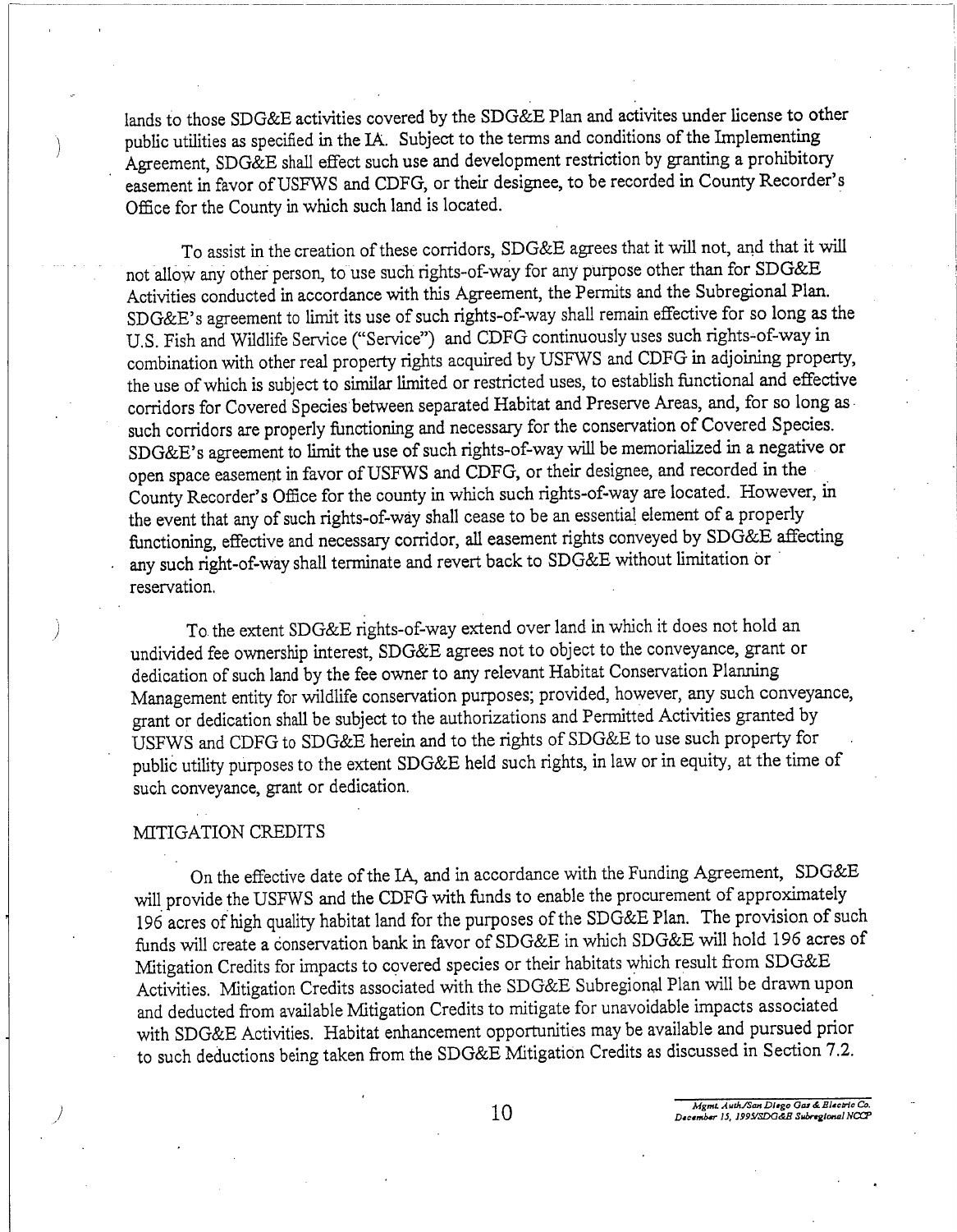lands to those SDG&E activities covered by the SDG&E Plan and activites under license to other public utilities as specified in the IA. Subject to the terms and conditions of the Implementing Agreement, SDG&E shall effect such use and development restriction by granting a prohibitory easement in favor of USFWS and CDFG, or their designee, to be recorded in County Recorder's Office for the County in which such land is located.

To assist in the creation of these corridors, SDG&E agrees that it will not, and that it will not allow any other person, to use such rights-of-way for any purpose other than for SDG&E Activities conducted in accordance with this Agreement, the Permits and the Subregional Plan. SDG&E's agreement to limit its use of such rights-of-way shall remain effective for so long as the U.S. Fish and Wildlife Service ("Service") and CDFG continuously uses such rights-of-way in combination with other real property rights acquired by USFWS and CDFG in adjoining property, the use of which is subject to similar limited or restricted uses, to establish functional and effective corridors for Covered Species between separated Habitat and Preserve Areas, and, for so long as such corridors are properly functioning and necessary for the conservation of Covered Species. SDG&E's agreement to limit the use of such rights-of-way will be memorialized in a negative or open space easement in favor of USFWS and CDFG, or their designee, and recorded in the County Recorder's Office for the county in which such rights-of-way are located. However, in the event that any of such rights-of-way shall cease to be an essential element of a properly functioning, effective and necessary corridor, all easement rights conveyed by SDG&E affecting any such right-of-way shall terminate and revert back to SDG&E without limitation or reservation.

To the extent SDG&E rights-of-way extend over land in which it does not hold an undivided fee ownership interest, SDG&E agrees not to object to the conveyance, grant or dedication of such land by the fee owner to any relevant Habitat Conservation Planning Management entity for wildlife conservation purposes; provided, however, any such conveyance, grant or dedication shall be subject to the authorizations and Permitted Activities granted by USFWS and CDFG to SDG&E herein and to the rights of SDG&E to use such property for public utility purposes to the extent SDG&E held such rights, in law or in equity, at the time of such conveyance, grant or dedication.

MITIGATION CREDITS

On the effective date of the IA, and in accordance with the Funding Agreement, SDG&E will provide the USFWS and the CDFG with funds to enable the procurement of approximately 196 acres of high quality habitat land for the purposes of the SDG&E Plan. The provision of such funds will create a conservation bank in favor of SDG&E in which SDG&E will hold 196 acres of Mitigation Credits for impacts to covered species or their habitats which result from SDG&E Activities. Mitigation Credits associated with the SDG&E Subregional Plan will be drawn upon and deducted from available Mitigation Credits to mitigate for unavoidable impacts associated with SDG&E Activities. Habitat enhancement opportunities may be available and pursued prior to such deductions being taken from the SDG&E Mitigation Credits as discussed in Section 7.2.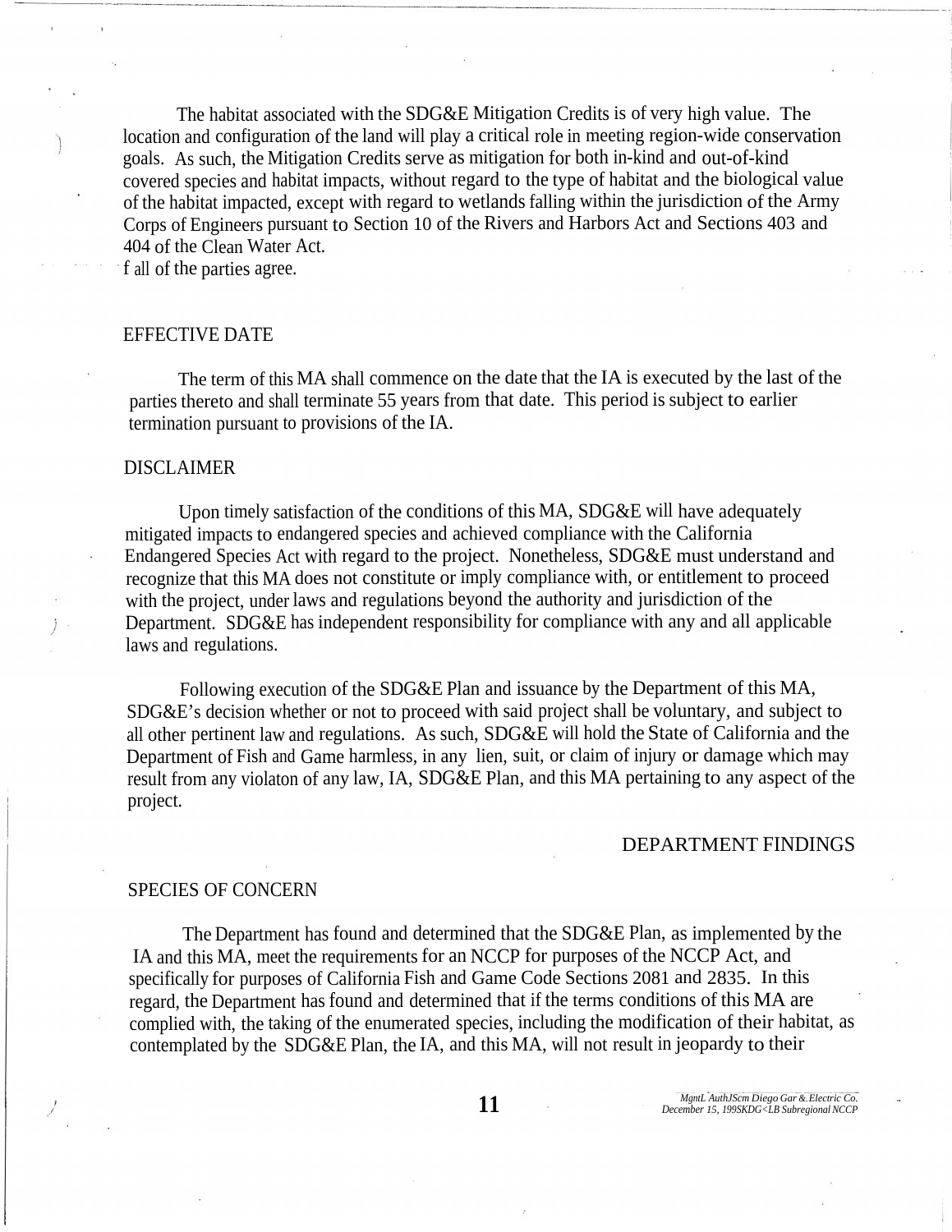The habitat associated with the SDG&E Mitigation Credits is of very high value. The location and configuration of the land will play a critical role in meeting region-wide conservation goals. As such, the Mitigation Credits serve as mitigation for both in-kind and out-of-kind covered species and habitat impacts, without regard to the type of habitat and the biological value of the habitat impacted, except with regard to wetlands falling within the jurisdiction of the Army Corps of Engineers pursuant to Section 10 of the Rivers and Harbors Act and Sections 403 and 404 of the Clean Water Act.
f all of the parties agree.

## EFFECTIVE DATE

The term of this MA shall commence on the date that the IA is executed by the last of the parties thereto and shall terminate 55 years from that date. This period is subject to earlier termination pursuant to provisions of the IA.

## DISCLAIMER

Upon timely satisfaction of the conditions of this MA, SDG&E will have adequately mitigated impacts to endangered species and achieved compliance with the California Endangered Species Act with regard to the project. Nonetheless, SDG&E must understand and recognize that this MA does not constitute or imply compliance with, or entitlement to proceed with the project, under laws and regulations beyond the authority and jurisdiction of the Department. SDG&E has independent responsibility for compliance with any and all applicable laws and regulations.

Following execution of the SDG&E Plan and issuance by the Department of this MA, SDG&E's decision whether or not to proceed with said project shall be voluntary, and subject to all other pertinent law and regulations. As such, SDG&E will hold the State of California and the Department of Fish and Game harmless, in any lien, suit, or claim of injury or damage which may result from any violaton of any law, IA, SDG&E Plan, and this MA pertaining to any aspect of the project.

# DEPARTMENT FINDINGS

## SPECIES OF CONCERN

The Department has found and determined that the SDG&E Plan, as implemented by the IA and this MA, meet the requirements for an NCCP for purposes of the NCCP Act, and specifically for purposes of California Fish and Game Code Sections 2081 and 2835. In this regard, the Department has found and determined that if the terms conditions of this MA are complied with, the taking of the enumerated species, including the modification of their habitat, as contemplated by the SDG&E Plan, the IA, and this MA, will not result in jeopardy to their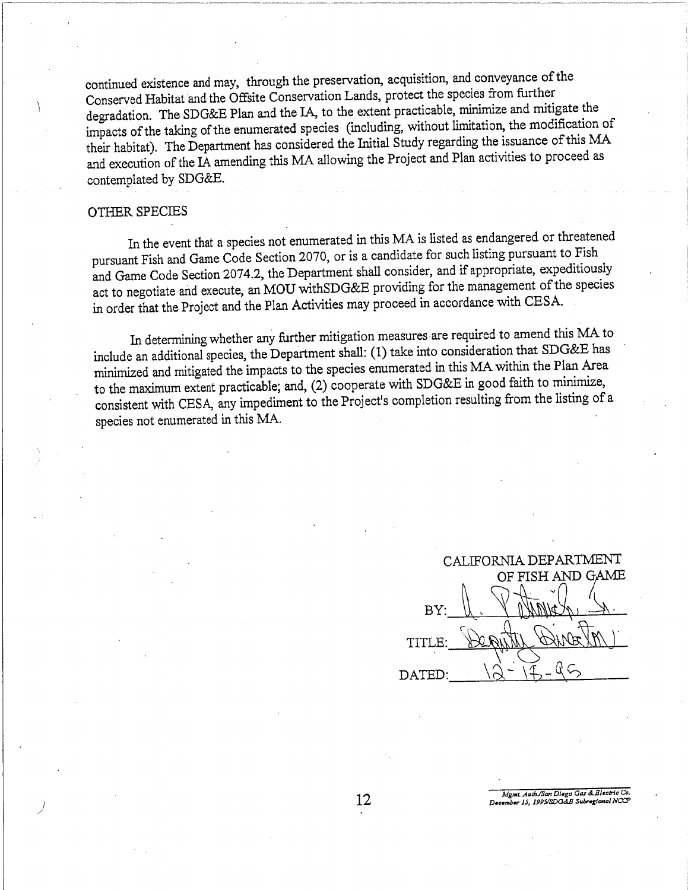continued existence and may, through the preservation, acquisition, and conveyance of the Conserved Habitat and the Offsite Conservation Lands, protect the species from further degradation. The SDG&E Plan and the IA, to the extent practicable, minimize and mitigate the impacts of the taking of the enumerated species (including, without limitation, the modification of their habitat). The Department has considered the Initial Study regarding the issuance of this MA and execution of the IA amending this MA allowing the Project and Plan activities to proceed as contemplated by SDG&E.

OTHER SPECIES

In the event that a species not enumerated in this MA is listed as endangered or threatened pursuant Fish and Game Code Section 2070, or is a candidate for such listing pursuant to Fish and Game Code Section 2074.2, the Department shall consider, and if appropriate, expeditiously act to negotiate and execute, an MOU withSDG&E providing for the management of the species in order that the Project and the Plan Activities may proceed in accordance with CESA.

In determining whether any further mitigation measures are required to amend this MA to include an additional species, the Department shall: (1) take into consideration that SDG&E has minimized and mitigated the impacts to the species enumerated in this MA within the Plan Area to the maximum extent practicable; and, (2) cooperate with SDG&E in good faith to minimize, consistent with CESA, any impediment to the Project's completion resulting from the listing of a species not enumerated in this MA.

CALIFORNIA DEPARTMENT
OF FISH AND GAME

BY: [signature]

TITLE: Deputy Director

DATED: 12-15-95

Mgmt. Auth./San Diego Gas & Electric Co.
December 15, 1995/SDG&E Subregional NCCP